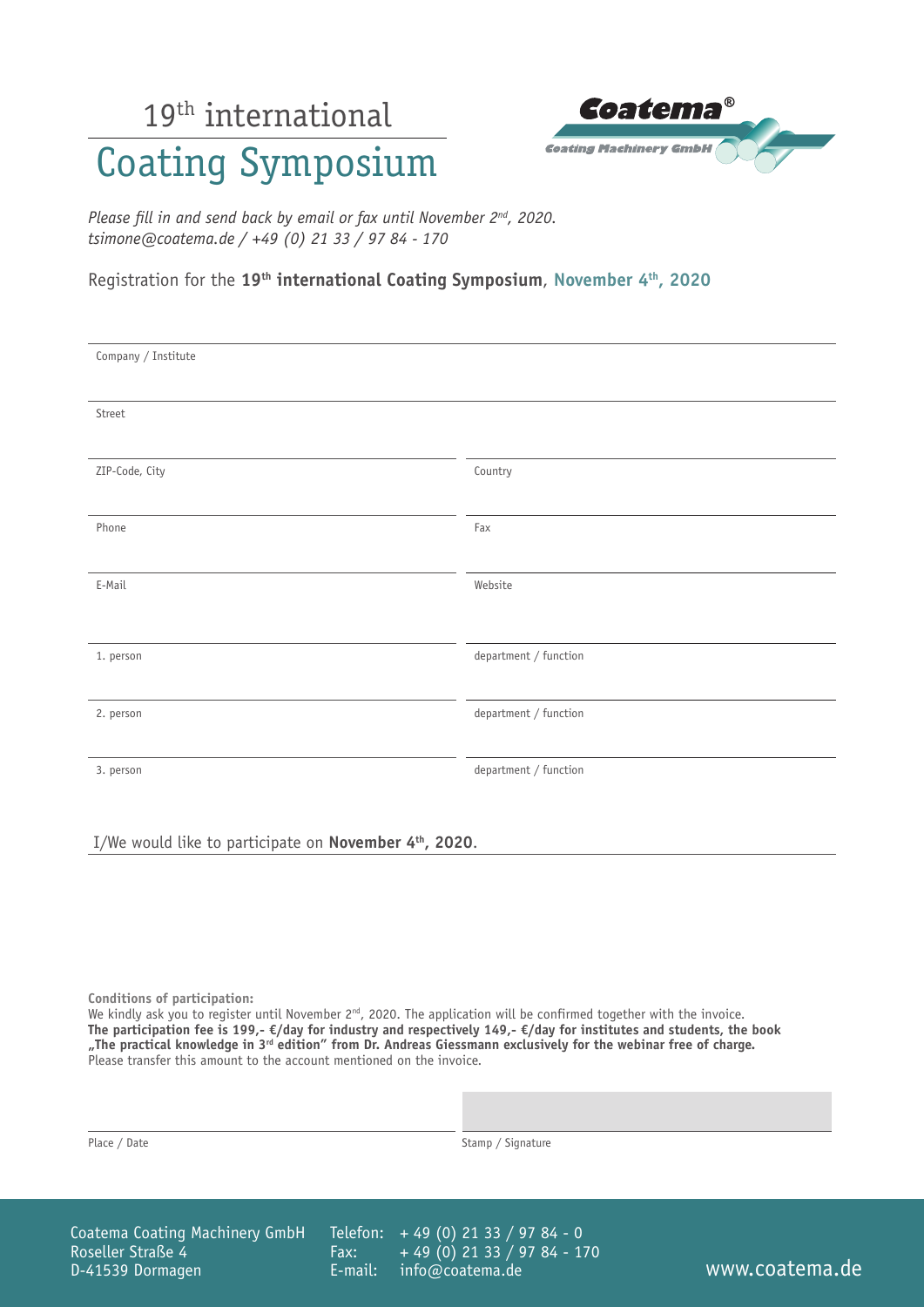# 19th international Coating Symposium

**Coatema®** Coating Machinery GmbH

*Please fill in and send back by email or fax until November 2nd, 2020.*
*tsimone@coatema.de / +49 (0) 21 33 / 97 84 - 170*

Registration for the **19th international Coating Symposium**, **November 4th, 2020**

Company / Institute

Street

ZIP-Code, City

Country

Phone

Fax

E-Mail

Website

1. person

department / function

2. person

department / function

3. person

department / function

I/We would like to participate on **November 4th, 2020**.

**Conditions of participation:**
We kindly ask you to register until November 2nd, 2020. The application will be confirmed together with the invoice.
**The participation fee is 199,- €/day for industry and respectively 149,- €/day for institutes and students, the book „The practical knowledge in 3rd edition" from Dr. Andreas Giessmann exclusively for the webinar free of charge.**
Please transfer this amount to the account mentioned on the invoice.

Place / Date

Stamp / Signature

Coatema Coating Machinery GmbH
Roseller Straße 4
D-41539 Dormagen

Telefon: + 49 (0) 21 33 / 97 84 - 0
Fax: + 49 (0) 21 33 / 97 84 - 170
E-mail: info@coatema.de

www.coatema.de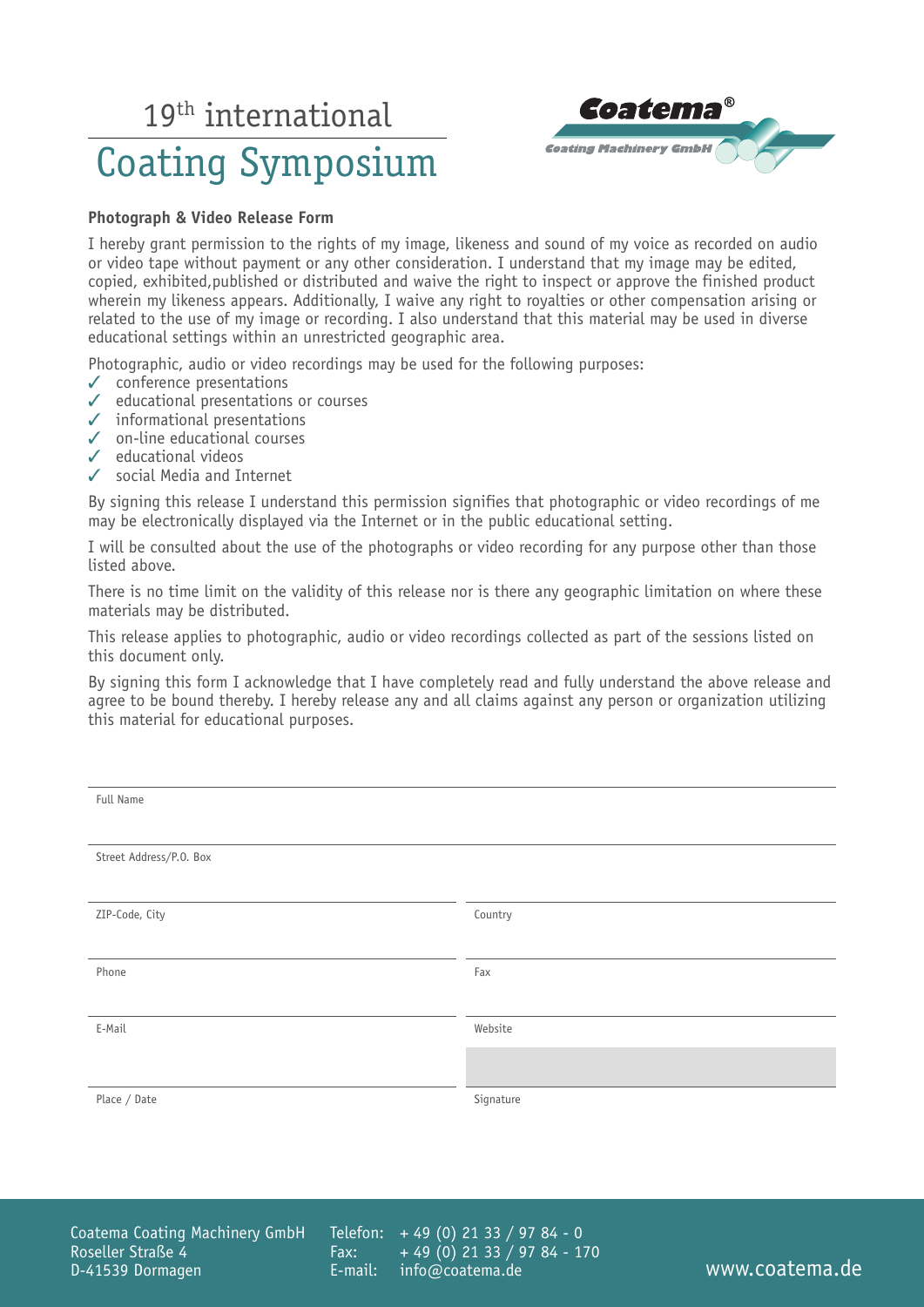19th international

# Coating Symposium

Coatema® Coating Machinery GmbH

**Photograph & Video Release Form**

I hereby grant permission to the rights of my image, likeness and sound of my voice as recorded on audio or video tape without payment or any other consideration. I understand that my image may be edited, copied, exhibited,published or distributed and waive the right to inspect or approve the finished product wherein my likeness appears. Additionally, I waive any right to royalties or other compensation arising or related to the use of my image or recording. I also understand that this material may be used in diverse educational settings within an unrestricted geographic area.

Photographic, audio or video recordings may be used for the following purposes:

- ✓ conference presentations
- ✓ educational presentations or courses
- ✓ informational presentations
- ✓ on-line educational courses
- ✓ educational videos
- ✓ social Media and Internet

By signing this release I understand this permission signifies that photographic or video recordings of me may be electronically displayed via the Internet or in the public educational setting.

I will be consulted about the use of the photographs or video recording for any purpose other than those listed above.

There is no time limit on the validity of this release nor is there any geographic limitation on where these materials may be distributed.

This release applies to photographic, audio or video recordings collected as part of the sessions listed on this document only.

By signing this form I acknowledge that I have completely read and fully understand the above release and agree to be bound thereby. I hereby release any and all claims against any person or organization utilizing this material for educational purposes.

Full Name

Street Address/P.O. Box

ZIP-Code, City

Country

Phone

Fax

E-Mail

Website

Place / Date

Signature

Coatema Coating Machinery GmbH
Roseller Straße 4
D-41539 Dormagen

Telefon: + 49 (0) 21 33 / 97 84 - 0
Fax: + 49 (0) 21 33 / 97 84 - 170
E-mail: info@coatema.de

www.coatema.de